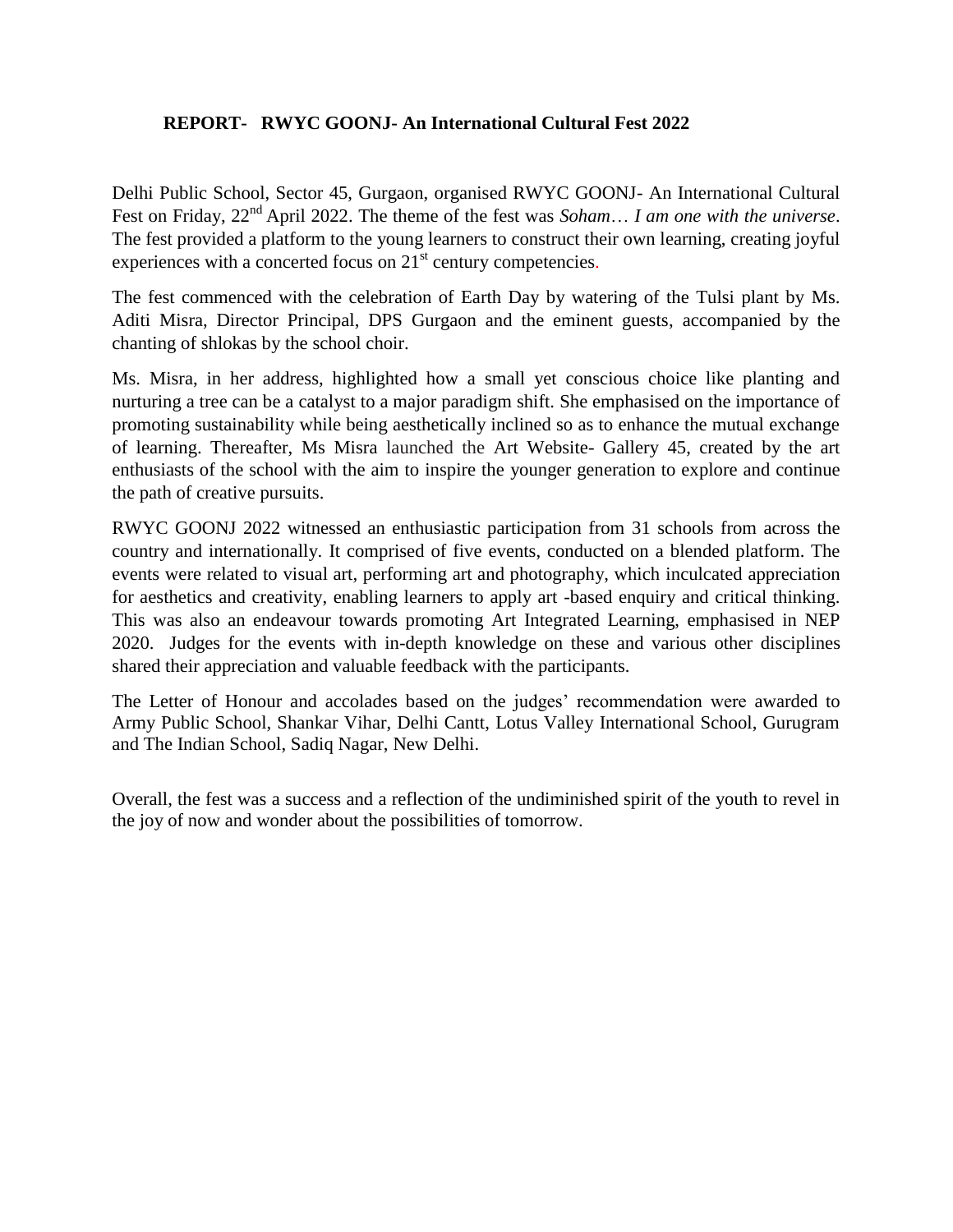## REPORT- RWYC GOONJ- An International Cultural Fest 2022

Delhi Public School, Sector 45, Gurgaon, organised RWYC GOONJ- An International Cultural Fest on Friday, 22nd April 2022. The theme of the fest was *Soham… I am one with the universe*. The fest provided a platform to the young learners to construct their own learning, creating joyful experiences with a concerted focus on 21st century competencies.

The fest commenced with the celebration of Earth Day by watering of the Tulsi plant by Ms. Aditi Misra, Director Principal, DPS Gurgaon and the eminent guests, accompanied by the chanting of shlokas by the school choir.

Ms. Misra, in her address, highlighted how a small yet conscious choice like planting and nurturing a tree can be a catalyst to a major paradigm shift. She emphasised on the importance of promoting sustainability while being aesthetically inclined so as to enhance the mutual exchange of learning. Thereafter, Ms Misra launched the Art Website- Gallery 45, created by the art enthusiasts of the school with the aim to inspire the younger generation to explore and continue the path of creative pursuits.

RWYC GOONJ 2022 witnessed an enthusiastic participation from 31 schools from across the country and internationally. It comprised of five events, conducted on a blended platform. The events were related to visual art, performing art and photography, which inculcated appreciation for aesthetics and creativity, enabling learners to apply art -based enquiry and critical thinking. This was also an endeavour towards promoting Art Integrated Learning, emphasised in NEP 2020. Judges for the events with in-depth knowledge on these and various other disciplines shared their appreciation and valuable feedback with the participants.

The Letter of Honour and accolades based on the judges' recommendation were awarded to Army Public School, Shankar Vihar, Delhi Cantt, Lotus Valley International School, Gurugram and The Indian School, Sadiq Nagar, New Delhi.

Overall, the fest was a success and a reflection of the undiminished spirit of the youth to revel in the joy of now and wonder about the possibilities of tomorrow.